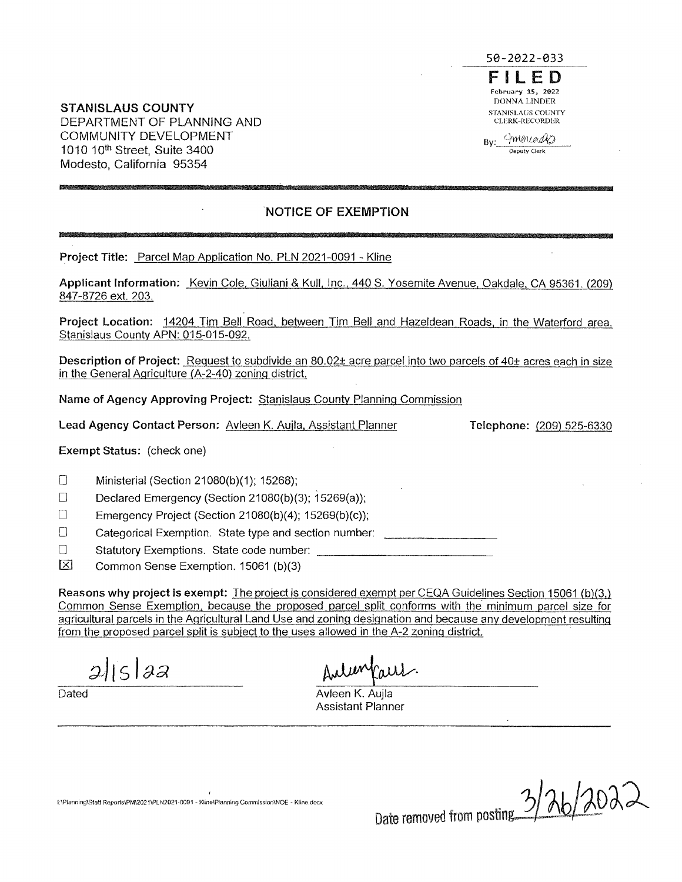50-2022-033

**FILED**

February 15, 2022
DONNA LINDER
STANISLAUS COUNTY
CLERK-RECORDER

By: [signature]
Deputy Clerk

**STANISLAUS COUNTY**
DEPARTMENT OF PLANNING AND
COMMUNITY DEVELOPMENT
1010 10th Street, Suite 3400
Modesto, California 95354

## NOTICE OF EXEMPTION

**Project Title:** Parcel Map Application No. PLN 2021-0091 - Kline

**Applicant Information:** Kevin Cole, Giuliani & Kull, Inc., 440 S. Yosemite Avenue, Oakdale, CA 95361. (209) 847-8726 ext. 203.

**Project Location:** 14204 Tim Bell Road, between Tim Bell and Hazeldean Roads, in the Waterford area. Stanislaus County APN: 015-015-092.

**Description of Project:** Request to subdivide an 80.02± acre parcel into two parcels of 40± acres each in size in the General Agriculture (A-2-40) zoning district.

**Name of Agency Approving Project:** Stanislaus County Planning Commission

**Lead Agency Contact Person:** Avleen K. Aujla, Assistant Planner **Telephone:** (209) 525-6330

**Exempt Status:** (check one)

- ☐ Ministerial (Section 21080(b)(1); 15268);
- ☐ Declared Emergency (Section 21080(b)(3); 15269(a));
- ☐ Emergency Project (Section 21080(b)(4); 15269(b)(c));
- ☐ Categorical Exemption. State type and section number: ______________
- ☐ Statutory Exemptions. State code number: ______________
- ☒ Common Sense Exemption. 15061 (b)(3)

**Reasons why project is exempt:** The project is considered exempt per CEQA Guidelines Section 15061 (b)(3,) Common Sense Exemption, because the proposed parcel split conforms with the minimum parcel size for agricultural parcels in the Agricultural Land Use and zoning designation and because any development resulting from the proposed parcel split is subject to the uses allowed in the A-2 zoning district.

2/15/22
Dated

[signature]
Avleen K. Aujla
Assistant Planner

I:\Planning\Staff Reports\PM\2021\PLN2021-0091 - Kline\Planning Commission\NOE - Kline.docx

Date removed from posting 3/26/2022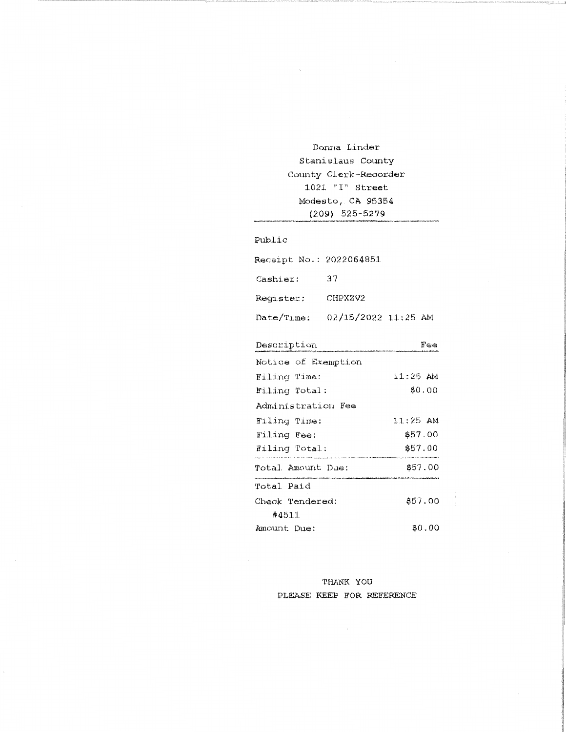Donna Linder
Stanislaus County
County Clerk-Recorder
1021 "I" Street
Modesto, CA 95354
(209) 525-5279

---

Public

Receipt No.: 2022064851

Cashier: 37

Register: CHPXZV2

Date/Time: 02/15/2022 11:25 AM

| Description | Fee |
|---|---|
| Notice of Exemption | |
| Filing Time: | 11:25 AM |
| Filing Total: | $0.00 |
| Administration Fee | |
| Filing Time: | 11:25 AM |
| Filing Fee: | $57.00 |
| Filing Total: | $57.00 |
| Total Amount Due: | $57.00 |
| Total Paid | |
| Check Tendered: #4511 | $57.00 |
| Amount Due: | $0.00 |

THANK YOU
PLEASE KEEP FOR REFERENCE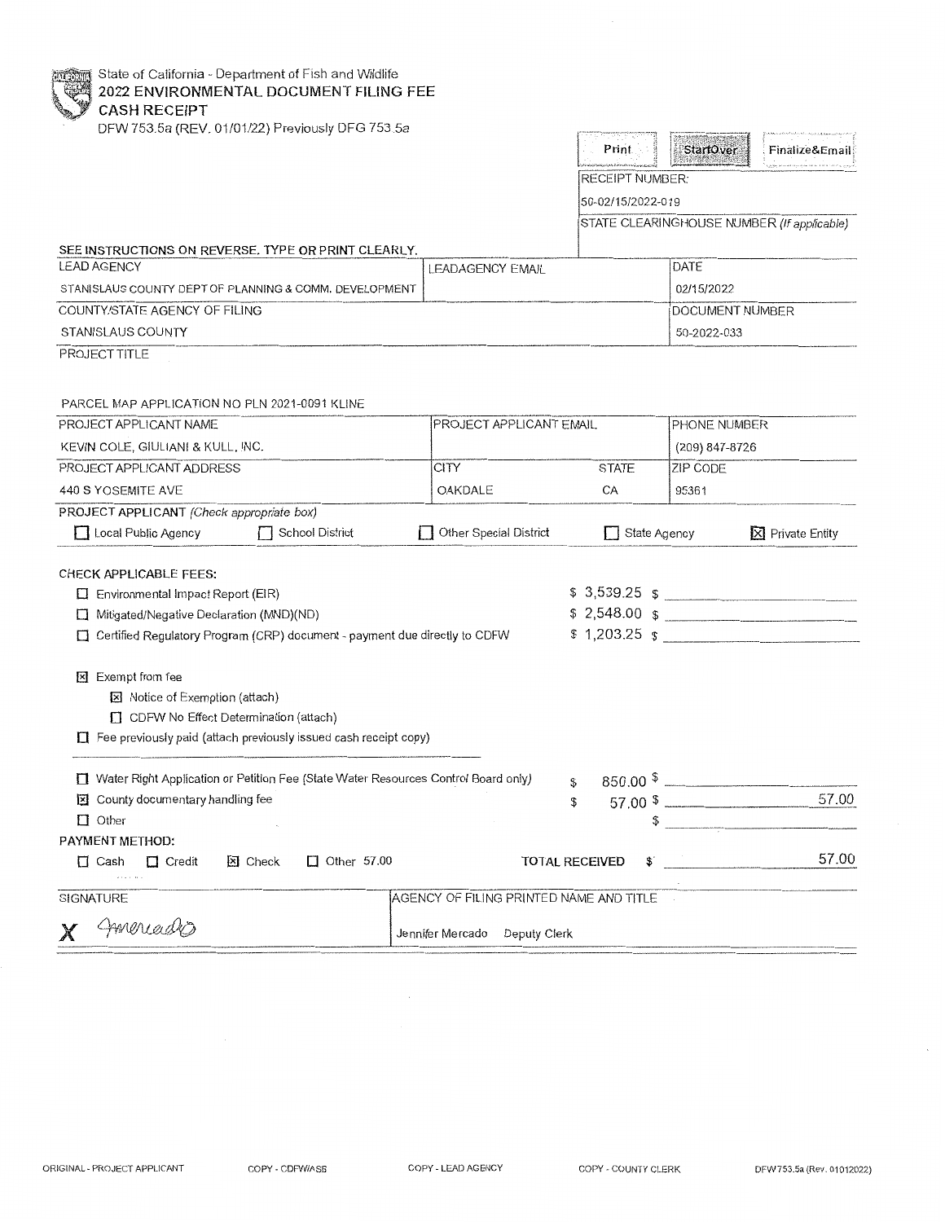State of California - Department of Fish and Wildlife
**2022 ENVIRONMENTAL DOCUMENT FILING FEE**
**CASH RECEIPT**
DFW 753.5a (REV. 01/01/22) Previously DFG 753.5a

Print | StartOver | Finalize&Email

RECEIPT NUMBER:
50-02/15/2022-019

STATE CLEARINGHOUSE NUMBER *(If applicable)*

SEE INSTRUCTIONS ON REVERSE. TYPE OR PRINT CLEARLY.

| LEAD AGENCY | LEADAGENCY EMAIL | DATE |
|---|---|---|
| STANISLAUS COUNTY DEPT OF PLANNING & COMM. DEVELOPMENT | | 02/15/2022 |
| COUNTY/STATE AGENCY OF FILING | | DOCUMENT NUMBER |
| STANISLAUS COUNTY | | 50-2022-033 |

PROJECT TITLE

PARCEL MAP APPLICATION NO PLN 2021-0091 KLINE

| PROJECT APPLICANT NAME | PROJECT APPLICANT EMAIL | | PHONE NUMBER |
|---|---|---|---|
| KEVIN COLE, GIULIANI & KULL, INC. | | | (209) 847-8726 |
| PROJECT APPLICANT ADDRESS | CITY | STATE | ZIP CODE |
| 440 S YOSEMITE AVE | OAKDALE | CA | 95361 |

PROJECT APPLICANT *(Check appropriate box)*

☐ Local Public Agency ☐ School District ☐ Other Special District ☐ State Agency ☒ Private Entity

CHECK APPLICABLE FEES:

| | | |
|---|---|---|
| ☐ Environmental Impact Report (EIR) | $ 3,539.25 | $ |
| ☐ Mitigated/Negative Declaration (MND)(ND) | $ 2,548.00 | $ |
| ☐ Certified Regulatory Program (CRP) document - payment due directly to CDFW | $ 1,203.25 | $ |

☒ Exempt from fee
- ☒ Notice of Exemption (attach)
- ☐ CDFW No Effect Determination (attach)

☐ Fee previously paid (attach previously issued cash receipt copy)

| | | |
|---|---|---|
| ☐ Water Right Application or Petition Fee (State Water Resources Control Board only) | $ 850.00 | $ |
| ☒ County documentary handling fee | $ 57.00 | $ 57.00 |
| ☐ Other | | $ |

PAYMENT METHOD:

☐ Cash ☐ Credit ☒ Check ☐ Other 57.00

TOTAL RECEIVED $ 57.00

| SIGNATURE | AGENCY OF FILING PRINTED NAME AND TITLE |
|---|---|
| X JMercado | Jennifer Mercado Deputy Clerk |

ORIGINAL - PROJECT APPLICANT COPY - CDFW/ASB COPY - LEAD AGENCY COPY - COUNTY CLERK DFW 753.5a (Rev. 01012022)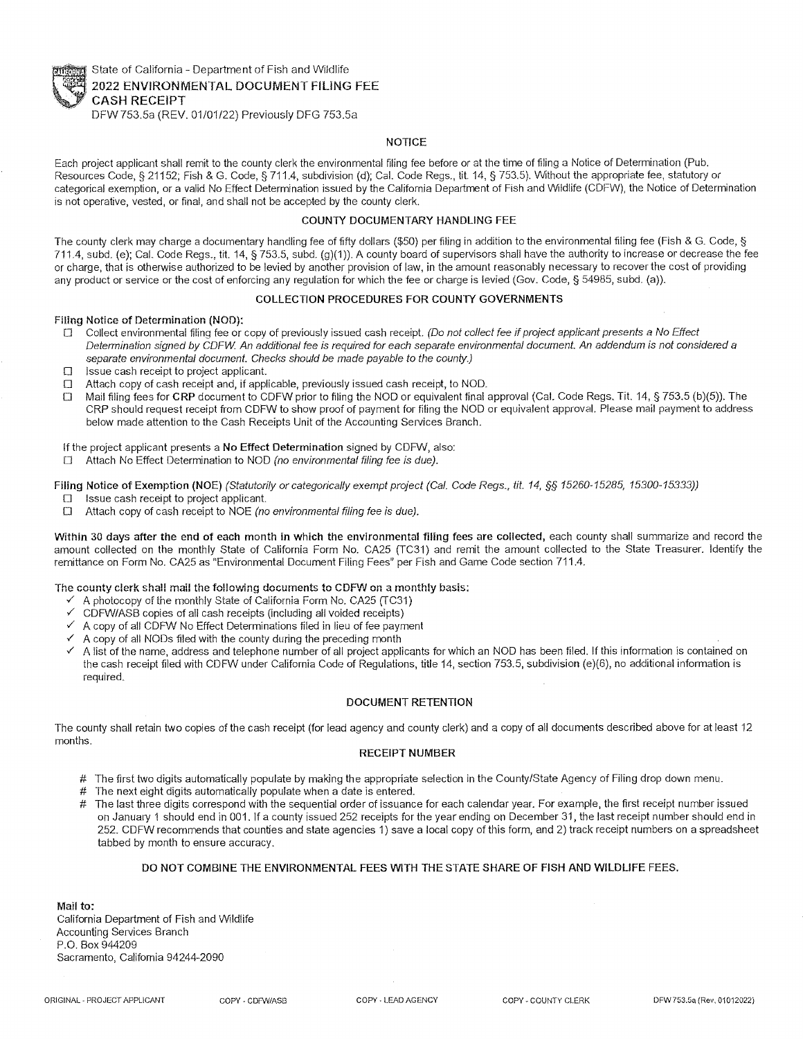State of California - Department of Fish and Wildlife
**2022 ENVIRONMENTAL DOCUMENT FILING FEE CASH RECEIPT**
DFW 753.5a (REV. 01/01/22) Previously DFG 753.5a

## NOTICE

Each project applicant shall remit to the county clerk the environmental filing fee before or at the time of filing a Notice of Determination (Pub. Resources Code, § 21152; Fish & G. Code, § 711.4, subdivision (d); Cal. Code Regs., tit. 14, § 753.5). Without the appropriate fee, statutory or categorical exemption, or a valid No Effect Determination issued by the California Department of Fish and Wildlife (CDFW), the Notice of Determination is not operative, vested, or final, and shall not be accepted by the county clerk.

## COUNTY DOCUMENTARY HANDLING FEE

The county clerk may charge a documentary handling fee of fifty dollars ($50) per filing in addition to the environmental filing fee (Fish & G. Code, § 711.4, subd. (e); Cal. Code Regs., tit. 14, § 753.5, subd. (g)(1)). A county board of supervisors shall have the authority to increase or decrease the fee or charge, that is otherwise authorized to be levied by another provision of law, in the amount reasonably necessary to recover the cost of providing any product or service or the cost of enforcing any regulation for which the fee or charge is levied (Gov. Code, § 54985, subd. (a)).

## COLLECTION PROCEDURES FOR COUNTY GOVERNMENTS

**Filing Notice of Determination (NOD):**

- ☐ Collect environmental filing fee or copy of previously issued cash receipt. *(Do not collect fee if project applicant presents a No Effect Determination signed by CDFW. An additional fee is required for each separate environmental document. An addendum is not considered a separate environmental document. Checks should be made payable to the county.)*
- ☐ Issue cash receipt to project applicant.
- ☐ Attach copy of cash receipt and, if applicable, previously issued cash receipt, to NOD.
- ☐ Mail filing fees for **CRP** document to CDFW prior to filing the NOD or equivalent final approval (Cal. Code Regs. Tit. 14, § 753.5 (b)(5)). The CRP should request receipt from CDFW to show proof of payment for filing the NOD or equivalent approval. Please mail payment to address below made attention to the Cash Receipts Unit of the Accounting Services Branch.

If the project applicant presents a **No Effect Determination** signed by CDFW, also:

- ☐ Attach No Effect Determination to NOD *(no environmental filing fee is due).*

**Filing Notice of Exemption (NOE)** *(Statutorily or categorically exempt project (Cal. Code Regs., tit. 14, §§ 15260-15285, 15300-15333))*

- ☐ Issue cash receipt to project applicant.
- ☐ Attach copy of cash receipt to NOE *(no environmental filing fee is due).*

**Within 30 days after the end of each month in which the environmental filing fees are collected,** each county shall summarize and record the amount collected on the monthly State of California Form No. CA25 (TC31) and remit the amount collected to the State Treasurer. Identify the remittance on Form No. CA25 as "Environmental Document Filing Fees" per Fish and Game Code section 711.4.

**The county clerk shall mail the following documents to CDFW on a monthly basis:**

- ✓ A photocopy of the monthly State of California Form No. CA25 (TC31)
- ✓ CDFW/ASB copies of all cash receipts (including all voided receipts)
- ✓ A copy of all CDFW No Effect Determinations filed in lieu of fee payment
- ✓ A copy of all NODs filed with the county during the preceding month
- ✓ A list of the name, address and telephone number of all project applicants for which an NOD has been filed. If this information is contained on the cash receipt filed with CDFW under California Code of Regulations, title 14, section 753.5, subdivision (e)(6), no additional information is required.

## DOCUMENT RETENTION

The county shall retain two copies of the cash receipt (for lead agency and county clerk) and a copy of all documents described above for at least 12 months.

## RECEIPT NUMBER

- # The first two digits automatically populate by making the appropriate selection in the County/State Agency of Filing drop down menu.
- # The next eight digits automatically populate when a date is entered.
- # The last three digits correspond with the sequential order of issuance for each calendar year. For example, the first receipt number issued on January 1 should end in 001. If a county issued 252 receipts for the year ending on December 31, the last receipt number should end in 252. CDFW recommends that counties and state agencies 1) save a local copy of this form, and 2) track receipt numbers on a spreadsheet tabbed by month to ensure accuracy.

**DO NOT COMBINE THE ENVIRONMENTAL FEES WITH THE STATE SHARE OF FISH AND WILDLIFE FEES.**

**Mail to:**
California Department of Fish and Wildlife
Accounting Services Branch
P.O. Box 944209
Sacramento, California 94244-2090

ORIGINAL - PROJECT APPLICANT | COPY - CDFW/ASB | COPY - LEAD AGENCY | COPY - COUNTY CLERK | DFW 753.5a (Rev. 01012022)